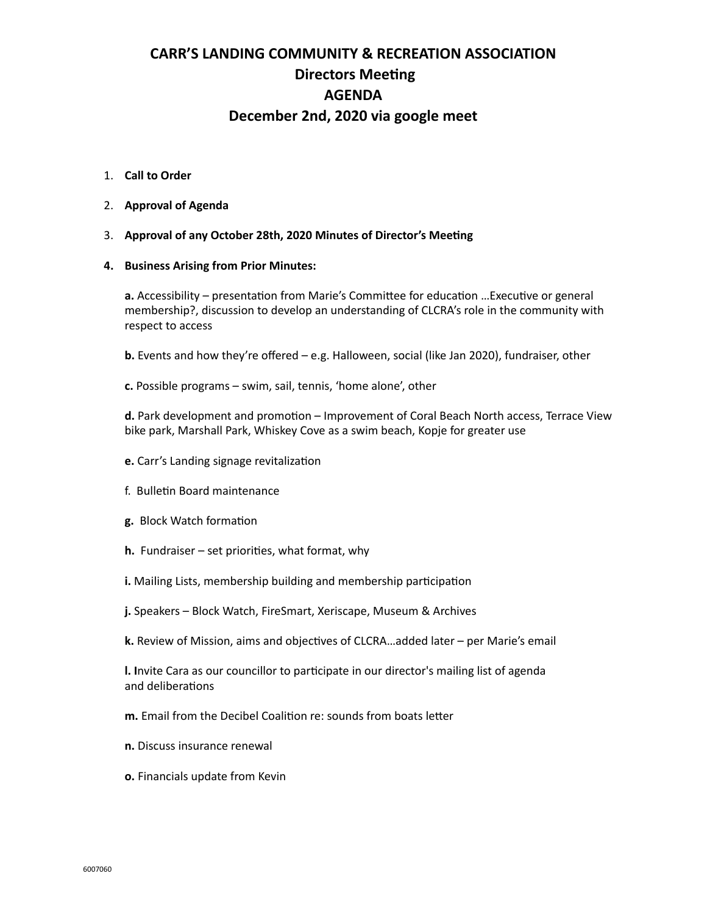# CARR'S LANDING COMMUNITY & RECREATION ASSOCIATION
## Directors Meeting
## AGENDA
## December 2nd, 2020 via google meet

1. **Call to Order**
2. **Approval of Agenda**
3. **Approval of any October 28th, 2020 Minutes of Director's Meeting**
4. **Business Arising from Prior Minutes:**

   **a.** Accessibility – presentation from Marie's Committee for education …Executive or general membership?, discussion to develop an understanding of CLCRA's role in the community with respect to access

   **b.** Events and how they're offered – e.g. Halloween, social (like Jan 2020), fundraiser, other

   **c.** Possible programs – swim, sail, tennis, 'home alone', other

   **d.** Park development and promotion – Improvement of Coral Beach North access, Terrace View bike park, Marshall Park, Whiskey Cove as a swim beach, Kopje for greater use

   **e.** Carr's Landing signage revitalization

   f. Bulletin Board maintenance

   **g.** Block Watch formation

   **h.** Fundraiser – set priorities, what format, why

   **i.** Mailing Lists, membership building and membership participation

   **j.** Speakers – Block Watch, FireSmart, Xeriscape, Museum & Archives

   **k.** Review of Mission, aims and objectives of CLCRA…added later – per Marie's email

   **l. I**nvite Cara as our councillor to participate in our director's mailing list of agenda and deliberations

   **m.** Email from the Decibel Coalition re: sounds from boats letter

   **n.** Discuss insurance renewal

   **o.** Financials update from Kevin

6007060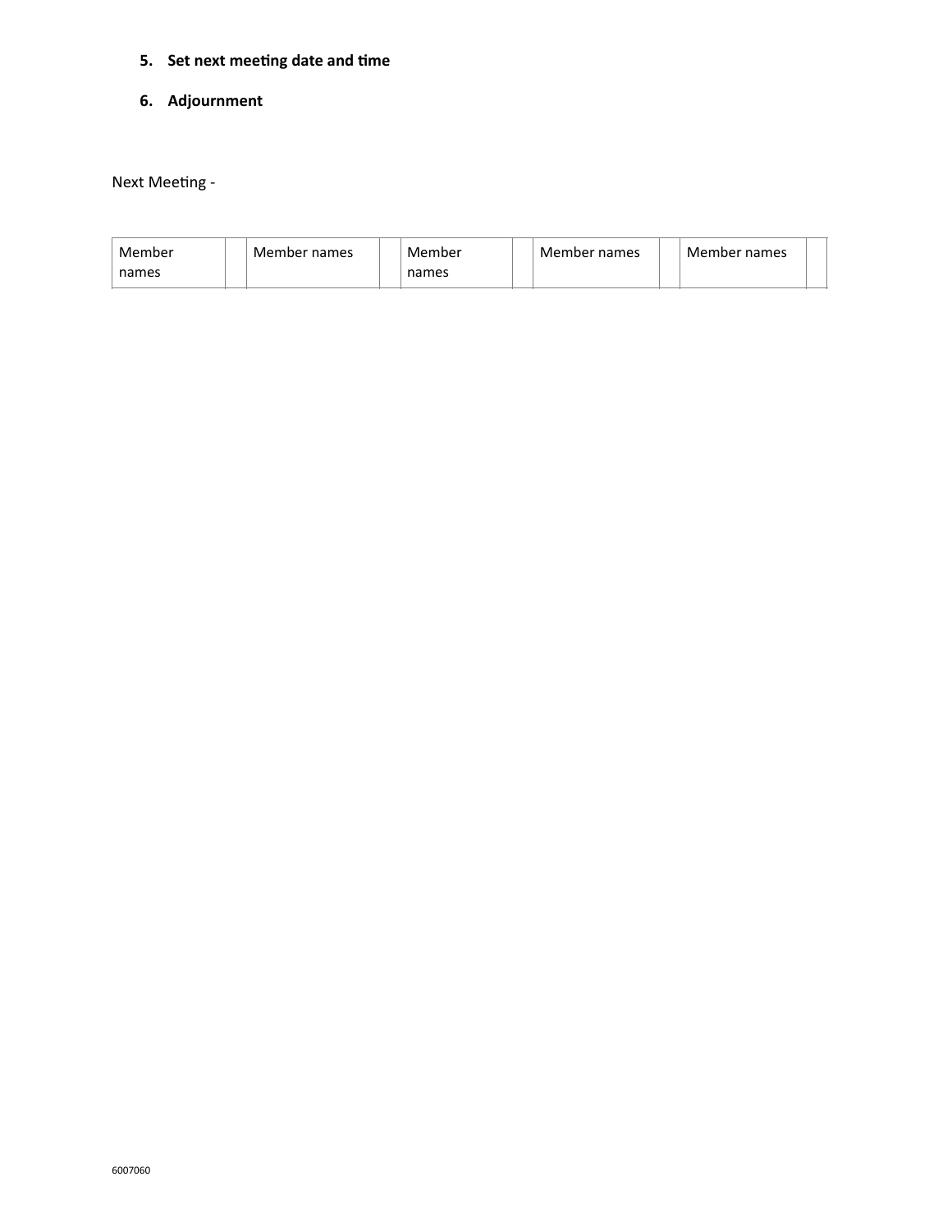5. **Set next meeting date and time**

6. **Adjournment**

Next Meeting -

| | | | | | | | | | |
|---|---|---|---|---|---|---|---|---|---|
| Member names | | Member names | | Member names | | Member names | | Member names | |

6007060